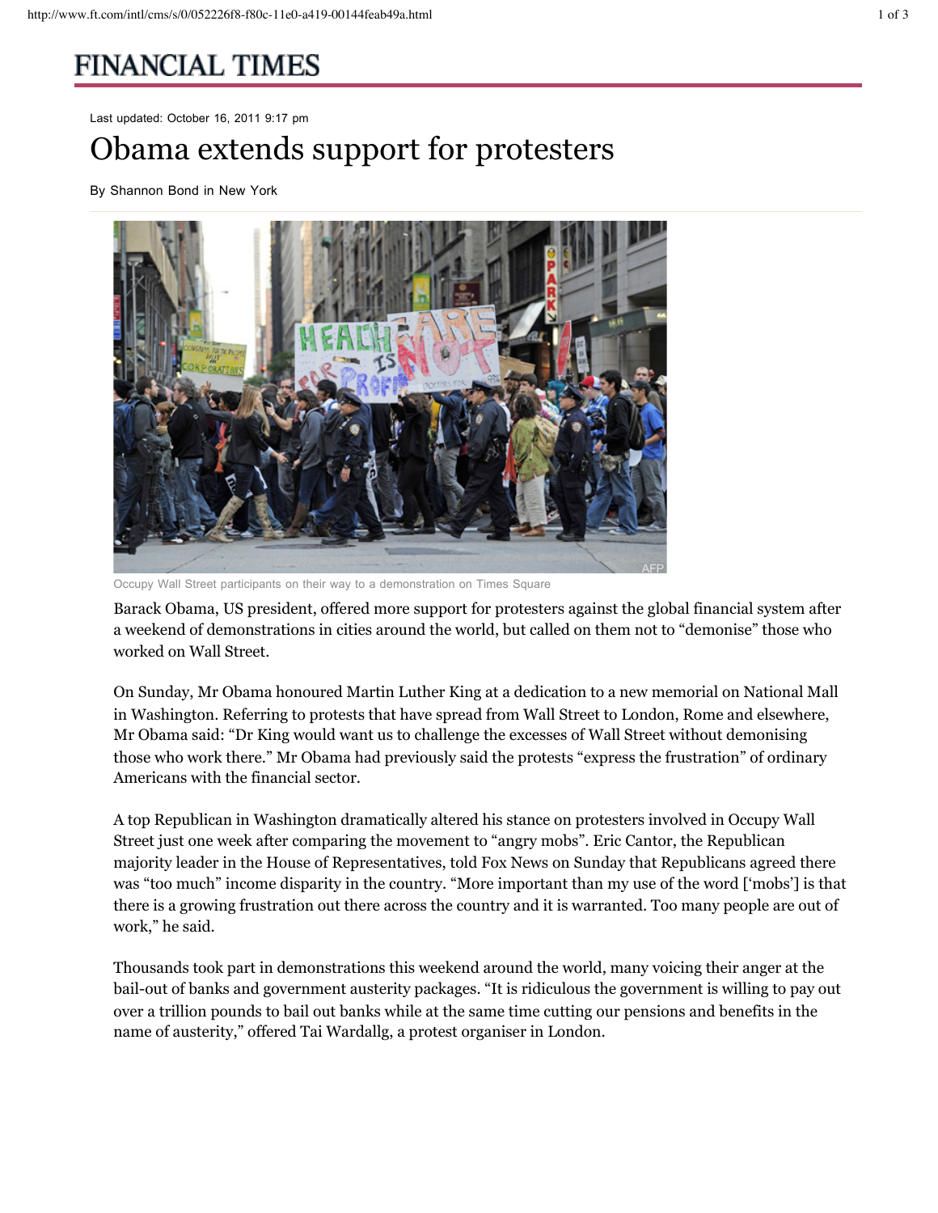# FINANCIAL TIMES

Last updated: October 16, 2011 9:17 pm

# Obama extends support for protesters

By Shannon Bond in New York

Occupy Wall Street participants on their way to a demonstration on Times Square

Barack Obama, US president, offered more support for protesters against the global financial system after a weekend of demonstrations in cities around the world, but called on them not to "demonise" those who worked on Wall Street.

On Sunday, Mr Obama honoured Martin Luther King at a dedication to a new memorial on National Mall in Washington. Referring to protests that have spread from Wall Street to London, Rome and elsewhere, Mr Obama said: "Dr King would want us to challenge the excesses of Wall Street without demonising those who work there." Mr Obama had previously said the protests "express the frustration" of ordinary Americans with the financial sector.

A top Republican in Washington dramatically altered his stance on protesters involved in Occupy Wall Street just one week after comparing the movement to "angry mobs". Eric Cantor, the Republican majority leader in the House of Representatives, told Fox News on Sunday that Republicans agreed there was "too much" income disparity in the country. "More important than my use of the word ['mobs'] is that there is a growing frustration out there across the country and it is warranted. Too many people are out of work," he said.

Thousands took part in demonstrations this weekend around the world, many voicing their anger at the bail-out of banks and government austerity packages. "It is ridiculous the government is willing to pay out over a trillion pounds to bail out banks while at the same time cutting our pensions and benefits in the name of austerity," offered Tai Wardallg, a protest organiser in London.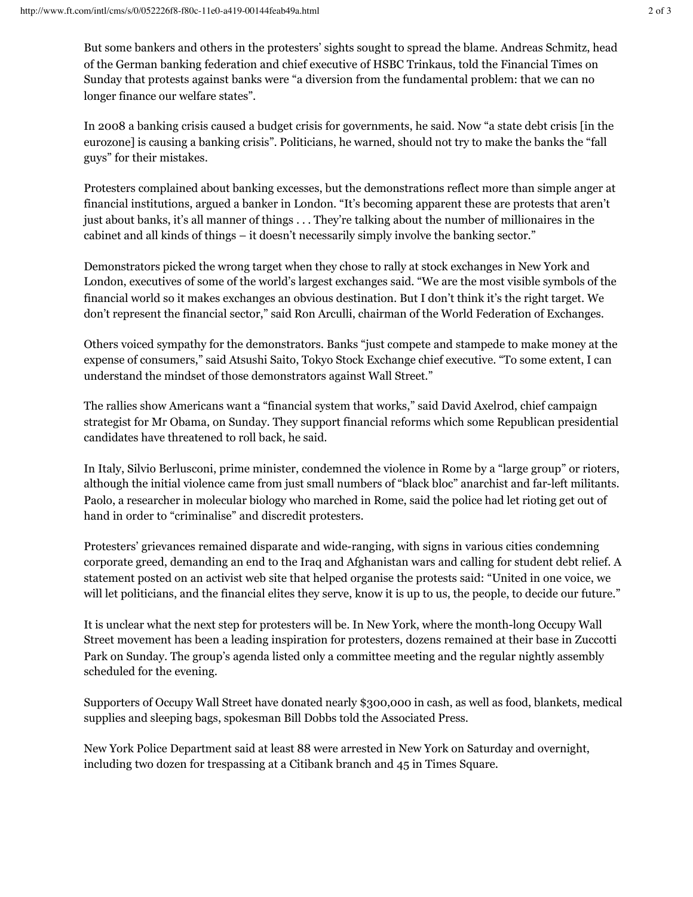But some bankers and others in the protesters' sights sought to spread the blame. Andreas Schmitz, head of the German banking federation and chief executive of HSBC Trinkaus, told the Financial Times on Sunday that protests against banks were "a diversion from the fundamental problem: that we can no longer finance our welfare states".

In 2008 a banking crisis caused a budget crisis for governments, he said. Now "a state debt crisis [in the eurozone] is causing a banking crisis". Politicians, he warned, should not try to make the banks the "fall guys" for their mistakes.

Protesters complained about banking excesses, but the demonstrations reflect more than simple anger at financial institutions, argued a banker in London. "It's becoming apparent these are protests that aren't just about banks, it's all manner of things . . . They're talking about the number of millionaires in the cabinet and all kinds of things – it doesn't necessarily simply involve the banking sector."

Demonstrators picked the wrong target when they chose to rally at stock exchanges in New York and London, executives of some of the world's largest exchanges said. "We are the most visible symbols of the financial world so it makes exchanges an obvious destination. But I don't think it's the right target. We don't represent the financial sector," said Ron Arculli, chairman of the World Federation of Exchanges.

Others voiced sympathy for the demonstrators. Banks "just compete and stampede to make money at the expense of consumers," said Atsushi Saito, Tokyo Stock Exchange chief executive. "To some extent, I can understand the mindset of those demonstrators against Wall Street."

The rallies show Americans want a "financial system that works," said David Axelrod, chief campaign strategist for Mr Obama, on Sunday. They support financial reforms which some Republican presidential candidates have threatened to roll back, he said.

In Italy, Silvio Berlusconi, prime minister, condemned the violence in Rome by a "large group" or rioters, although the initial violence came from just small numbers of "black bloc" anarchist and far-left militants. Paolo, a researcher in molecular biology who marched in Rome, said the police had let rioting get out of hand in order to "criminalise" and discredit protesters.

Protesters' grievances remained disparate and wide-ranging, with signs in various cities condemning corporate greed, demanding an end to the Iraq and Afghanistan wars and calling for student debt relief. A statement posted on an activist web site that helped organise the protests said: "United in one voice, we will let politicians, and the financial elites they serve, know it is up to us, the people, to decide our future."

It is unclear what the next step for protesters will be. In New York, where the month-long Occupy Wall Street movement has been a leading inspiration for protesters, dozens remained at their base in Zuccotti Park on Sunday. The group's agenda listed only a committee meeting and the regular nightly assembly scheduled for the evening.

Supporters of Occupy Wall Street have donated nearly $300,000 in cash, as well as food, blankets, medical supplies and sleeping bags, spokesman Bill Dobbs told the Associated Press.

New York Police Department said at least 88 were arrested in New York on Saturday and overnight, including two dozen for trespassing at a Citibank branch and 45 in Times Square.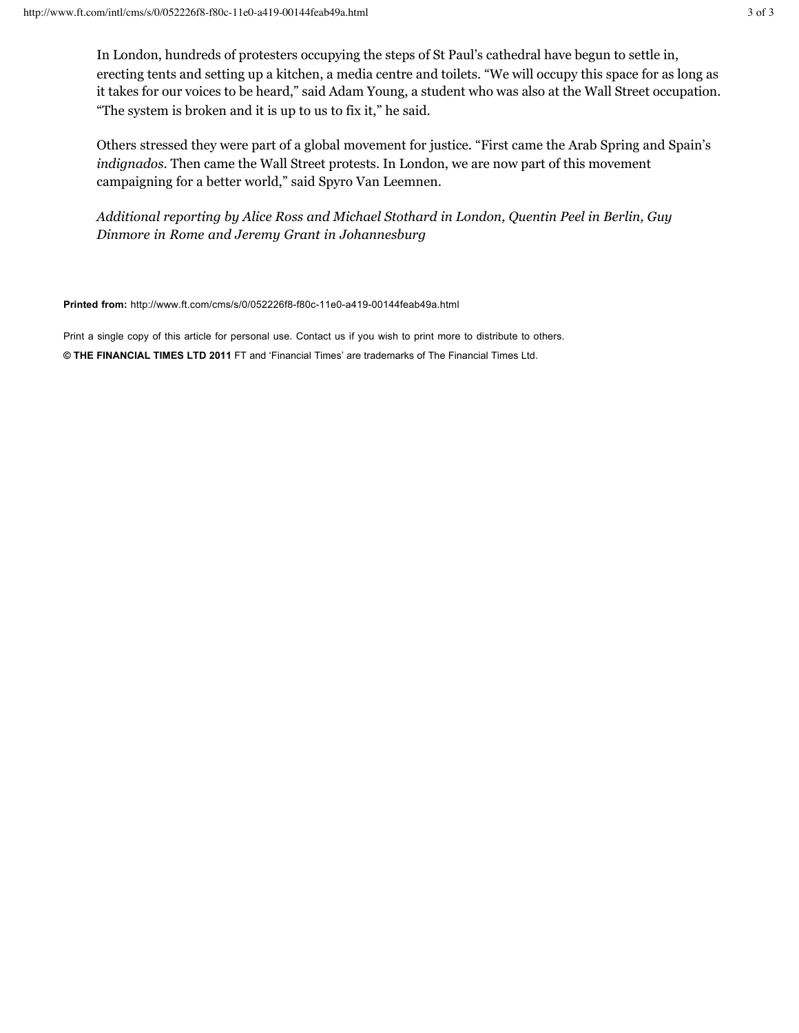In London, hundreds of protesters occupying the steps of St Paul's cathedral have begun to settle in, erecting tents and setting up a kitchen, a media centre and toilets. "We will occupy this space for as long as it takes for our voices to be heard," said Adam Young, a student who was also at the Wall Street occupation. "The system is broken and it is up to us to fix it," he said.

Others stressed they were part of a global movement for justice. "First came the Arab Spring and Spain's *indignados*. Then came the Wall Street protests. In London, we are now part of this movement campaigning for a better world," said Spyro Van Leemnen.

*Additional reporting by Alice Ross and Michael Stothard in London, Quentin Peel in Berlin, Guy Dinmore in Rome and Jeremy Grant in Johannesburg*

**Printed from:** http://www.ft.com/cms/s/0/052226f8-f80c-11e0-a419-00144feab49a.html

Print a single copy of this article for personal use. Contact us if you wish to print more to distribute to others.

**© THE FINANCIAL TIMES LTD 2011** FT and 'Financial Times' are trademarks of The Financial Times Ltd.